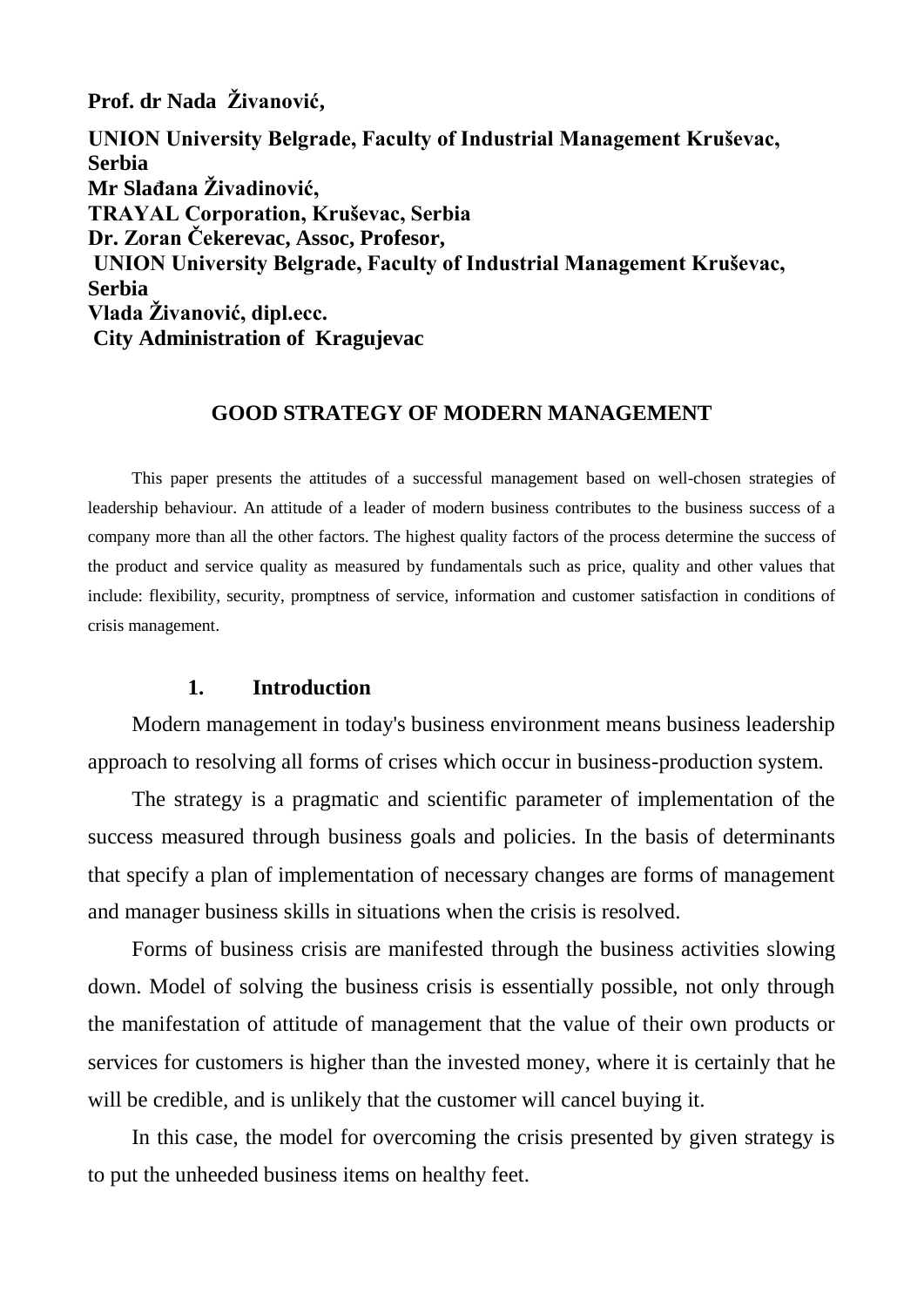**Prof. dr Nada Živanović,**

**UNION University Belgrade, Faculty of Industrial Management Kruševac, Serbia**
**Mr Slađana Živadinović,**
**TRAYAL Corporation, Kruševac, Serbia**
**Dr. Zoran Čekerevac, Assoc, Profesor,**
**UNION University Belgrade, Faculty of Industrial Management Kruševac, Serbia**
**Vlada Živanović, dipl.ecc.**
**City Administration of Kragujevac**

# GOOD STRATEGY OF MODERN MANAGEMENT

This paper presents the attitudes of a successful management based on well-chosen strategies of leadership behaviour. An attitude of a leader of modern business contributes to the business success of a company more than all the other factors. The highest quality factors of the process determine the success of the product and service quality as measured by fundamentals such as price, quality and other values that include: flexibility, security, promptness of service, information and customer satisfaction in conditions of crisis management.

## 1. Introduction

Modern management in today's business environment means business leadership approach to resolving all forms of crises which occur in business-production system.

The strategy is a pragmatic and scientific parameter of implementation of the success measured through business goals and policies. In the basis of determinants that specify a plan of implementation of necessary changes are forms of management and manager business skills in situations when the crisis is resolved.

Forms of business crisis are manifested through the business activities slowing down. Model of solving the business crisis is essentially possible, not only through the manifestation of attitude of management that the value of their own products or services for customers is higher than the invested money, where it is certainly that he will be credible, and is unlikely that the customer will cancel buying it.

In this case, the model for overcoming the crisis presented by given strategy is to put the unheeded business items on healthy feet.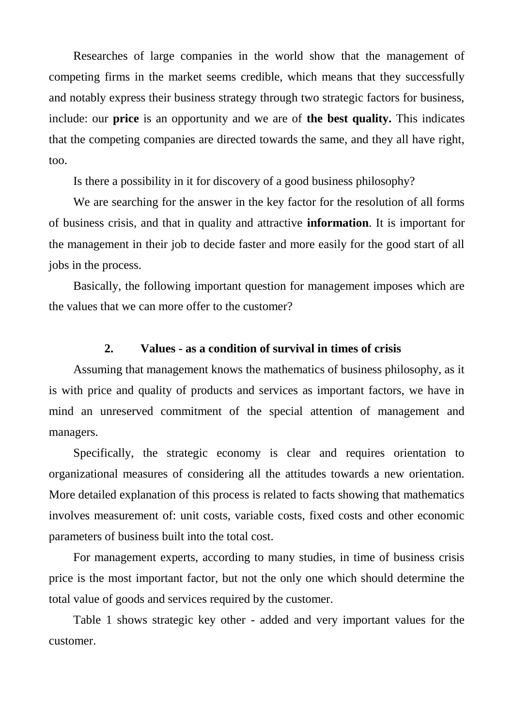Researches of large companies in the world show that the management of competing firms in the market seems credible, which means that they successfully and notably express their business strategy through two strategic factors for business, include: our **price** is an opportunity and we are of **the best quality.** This indicates that the competing companies are directed towards the same, and they all have right, too.

Is there a possibility in it for discovery of a good business philosophy?

We are searching for the answer in the key factor for the resolution of all forms of business crisis, and that in quality and attractive **information**. It is important for the management in their job to decide faster and more easily for the good start of all jobs in the process.

Basically, the following important question for management imposes which are the values that we can more offer to the customer?

## 2. Values - as a condition of survival in times of crisis

Assuming that management knows the mathematics of business philosophy, as it is with price and quality of products and services as important factors, we have in mind an unreserved commitment of the special attention of management and managers.

Specifically, the strategic economy is clear and requires orientation to organizational measures of considering all the attitudes towards a new orientation. More detailed explanation of this process is related to facts showing that mathematics involves measurement of: unit costs, variable costs, fixed costs and other economic parameters of business built into the total cost.

For management experts, according to many studies, in time of business crisis price is the most important factor, but not the only one which should determine the total value of goods and services required by the customer.

Table 1 shows strategic key other - added and very important values for the customer.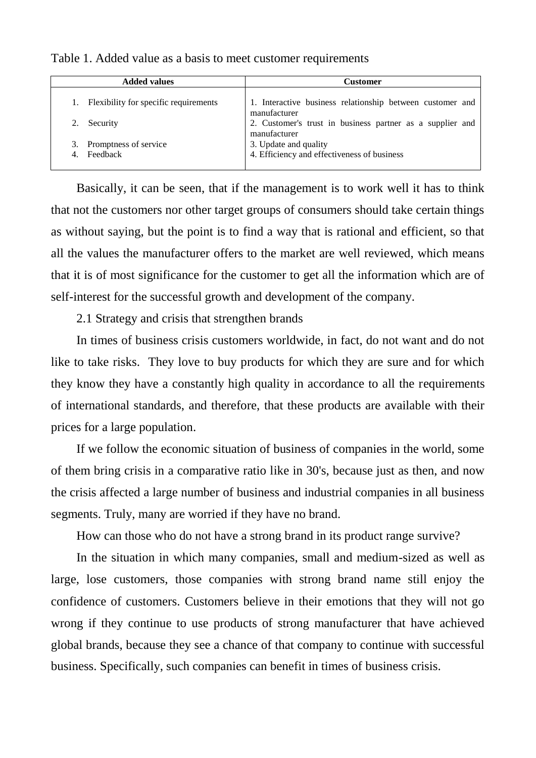Table 1. Added value as a basis to meet customer requirements

| Added values | Customer |
|---|---|
| 1. Flexibility for specific requirements | 1. Interactive business relationship between customer and manufacturer |
| 2. Security | 2. Customer's trust in business partner as a supplier and manufacturer |
| 3. Promptness of service | 3. Update and quality |
| 4. Feedback | 4. Efficiency and effectiveness of business |

Basically, it can be seen, that if the management is to work well it has to think that not the customers nor other target groups of consumers should take certain things as without saying, but the point is to find a way that is rational and efficient, so that all the values the manufacturer offers to the market are well reviewed, which means that it is of most significance for the customer to get all the information which are of self-interest for the successful growth and development of the company.

2.1 Strategy and crisis that strengthen brands

In times of business crisis customers worldwide, in fact, do not want and do not like to take risks. They love to buy products for which they are sure and for which they know they have a constantly high quality in accordance to all the requirements of international standards, and therefore, that these products are available with their prices for a large population.

If we follow the economic situation of business of companies in the world, some of them bring crisis in a comparative ratio like in 30's, because just as then, and now the crisis affected a large number of business and industrial companies in all business segments. Truly, many are worried if they have no brand.

How can those who do not have a strong brand in its product range survive?

In the situation in which many companies, small and medium-sized as well as large, lose customers, those companies with strong brand name still enjoy the confidence of customers. Customers believe in their emotions that they will not go wrong if they continue to use products of strong manufacturer that have achieved global brands, because they see a chance of that company to continue with successful business. Specifically, such companies can benefit in times of business crisis.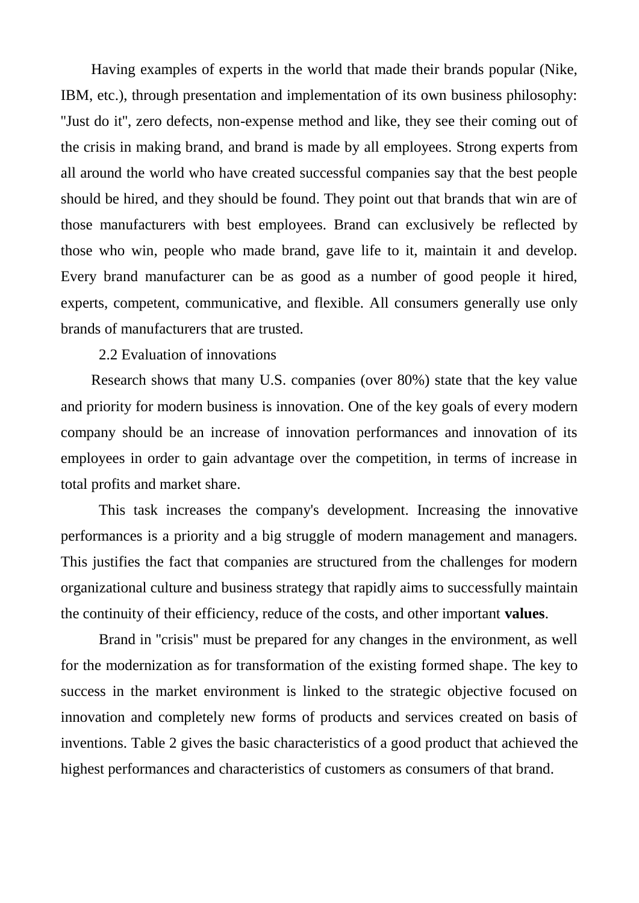Having examples of experts in the world that made their brands popular (Nike, IBM, etc.), through presentation and implementation of its own business philosophy: "Just do it", zero defects, non-expense method and like, they see their coming out of the crisis in making brand, and brand is made by all employees. Strong experts from all around the world who have created successful companies say that the best people should be hired, and they should be found. They point out that brands that win are of those manufacturers with best employees. Brand can exclusively be reflected by those who win, people who made brand, gave life to it, maintain it and develop. Every brand manufacturer can be as good as a number of good people it hired, experts, competent, communicative, and flexible. All consumers generally use only brands of manufacturers that are trusted.

## 2.2 Evaluation of innovations

Research shows that many U.S. companies (over 80%) state that the key value and priority for modern business is innovation. One of the key goals of every modern company should be an increase of innovation performances and innovation of its employees in order to gain advantage over the competition, in terms of increase in total profits and market share.

This task increases the company's development. Increasing the innovative performances is a priority and a big struggle of modern management and managers. This justifies the fact that companies are structured from the challenges for modern organizational culture and business strategy that rapidly aims to successfully maintain the continuity of their efficiency, reduce of the costs, and other important **values**.

Brand in "crisis" must be prepared for any changes in the environment, as well for the modernization as for transformation of the existing formed shape. The key to success in the market environment is linked to the strategic objective focused on innovation and completely new forms of products and services created on basis of inventions. Table 2 gives the basic characteristics of a good product that achieved the highest performances and characteristics of customers as consumers of that brand.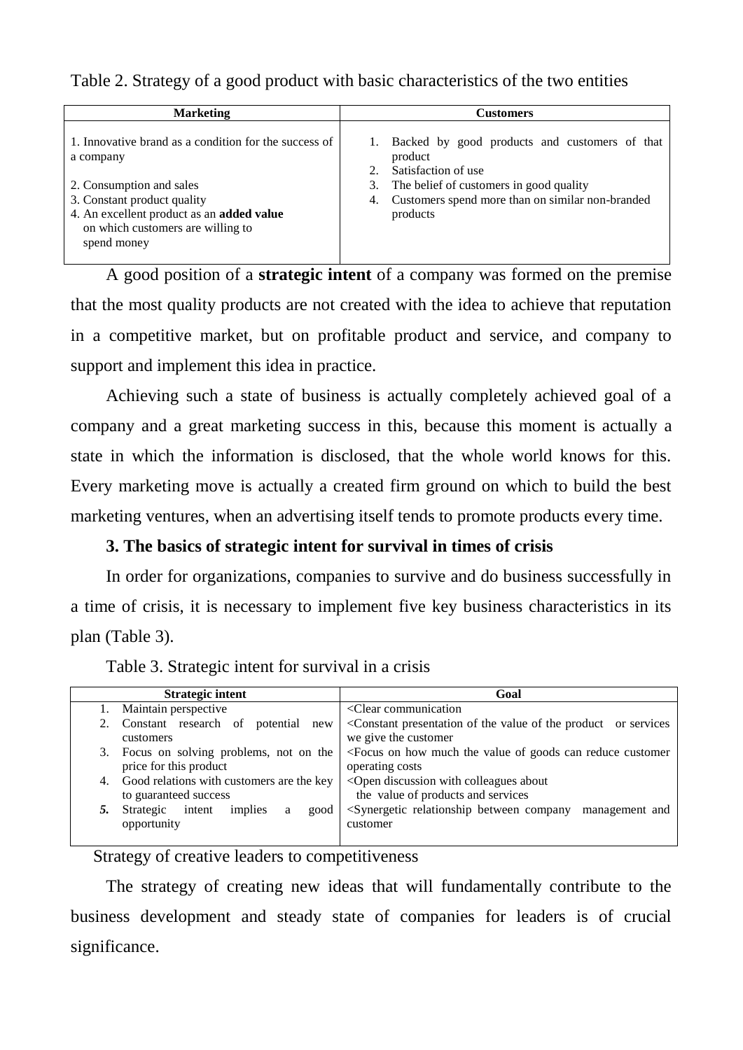Table 2. Strategy of a good product with basic characteristics of the two entities

| Marketing | Customers |
|---|---|
| 1. Innovative brand as a condition for the success of a company<br><br>2. Consumption and sales<br>3. Constant product quality<br>4. An excellent product as an **added value** on which customers are willing to spend money | 1. Backed by good products and customers of that product<br>2. Satisfaction of use<br>3. The belief of customers in good quality<br>4. Customers spend more than on similar non-branded products |

A good position of a **strategic intent** of a company was formed on the premise that the most quality products are not created with the idea to achieve that reputation in a competitive market, but on profitable product and service, and company to support and implement this idea in practice.

Achieving such a state of business is actually completely achieved goal of a company and a great marketing success in this, because this moment is actually a state in which the information is disclosed, that the whole world knows for this. Every marketing move is actually a created firm ground on which to build the best marketing ventures, when an advertising itself tends to promote products every time.

## 3. The basics of strategic intent for survival in times of crisis

In order for organizations, companies to survive and do business successfully in a time of crisis, it is necessary to implement five key business characteristics in its plan (Table 3).

Table 3. Strategic intent for survival in a crisis

| Strategic intent | Goal |
|---|---|
| 1. Maintain perspective | <Clear communication |
| 2. Constant research of potential new customers | <Constant presentation of the value of the product or services we give the customer |
| 3. Focus on solving problems, not on the price for this product | <Focus on how much the value of goods can reduce customer operating costs |
| 4. Good relations with customers are the key to guaranteed success | <Open discussion with colleagues about the value of products and services |
| ***5.*** Strategic intent implies a good opportunity | <Synergetic relationship between company management and customer |

Strategy of creative leaders to competitiveness

The strategy of creating new ideas that will fundamentally contribute to the business development and steady state of companies for leaders is of crucial significance.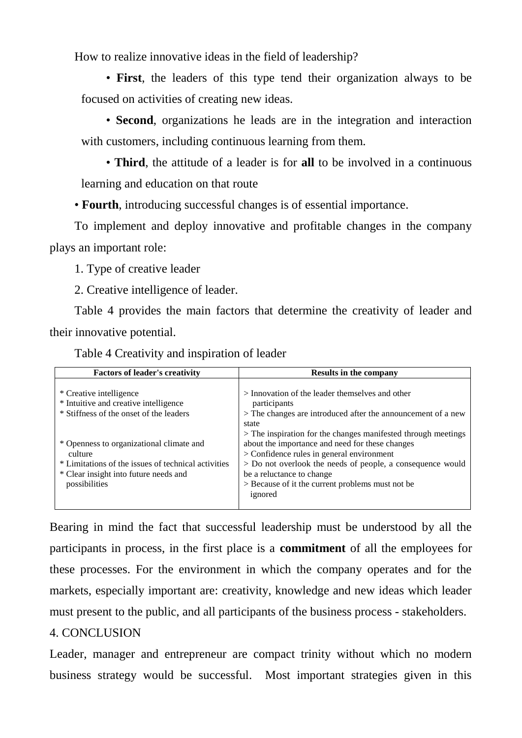How to realize innovative ideas in the field of leadership?

- **First**, the leaders of this type tend their organization always to be focused on activities of creating new ideas.
- **Second**, organizations he leads are in the integration and interaction with customers, including continuous learning from them.
- **Third**, the attitude of a leader is for **all** to be involved in a continuous learning and education on that route
- **Fourth**, introducing successful changes is of essential importance.

To implement and deploy innovative and profitable changes in the company plays an important role:

1. Type of creative leader
2. Creative intelligence of leader.

Table 4 provides the main factors that determine the creativity of leader and their innovative potential.

Table 4 Creativity and inspiration of leader

| Factors of leader's creativity | Results in the company |
|---|---|
| * Creative intelligence<br>* Intuitive and creative intelligence<br>* Stiffness of the onset of the leaders<br><br>* Openness to organizational climate and culture<br>* Limitations of the issues of technical activities<br>* Clear insight into future needs and possibilities | > Innovation of the leader themselves and other participants<br>> The changes are introduced after the announcement of a new state<br>> The inspiration for the changes manifested through meetings about the importance and need for these changes<br>> Confidence rules in general environment<br>> Do not overlook the needs of people, a consequence would be a reluctance to change<br>> Because of it the current problems must not be ignored |

Bearing in mind the fact that successful leadership must be understood by all the participants in process, in the first place is a **commitment** of all the employees for these processes. For the environment in which the company operates and for the markets, especially important are: creativity, knowledge and new ideas which leader must present to the public, and all participants of the business process - stakeholders.

## 4. CONCLUSION

Leader, manager and entrepreneur are compact trinity without which no modern business strategy would be successful. Most important strategies given in this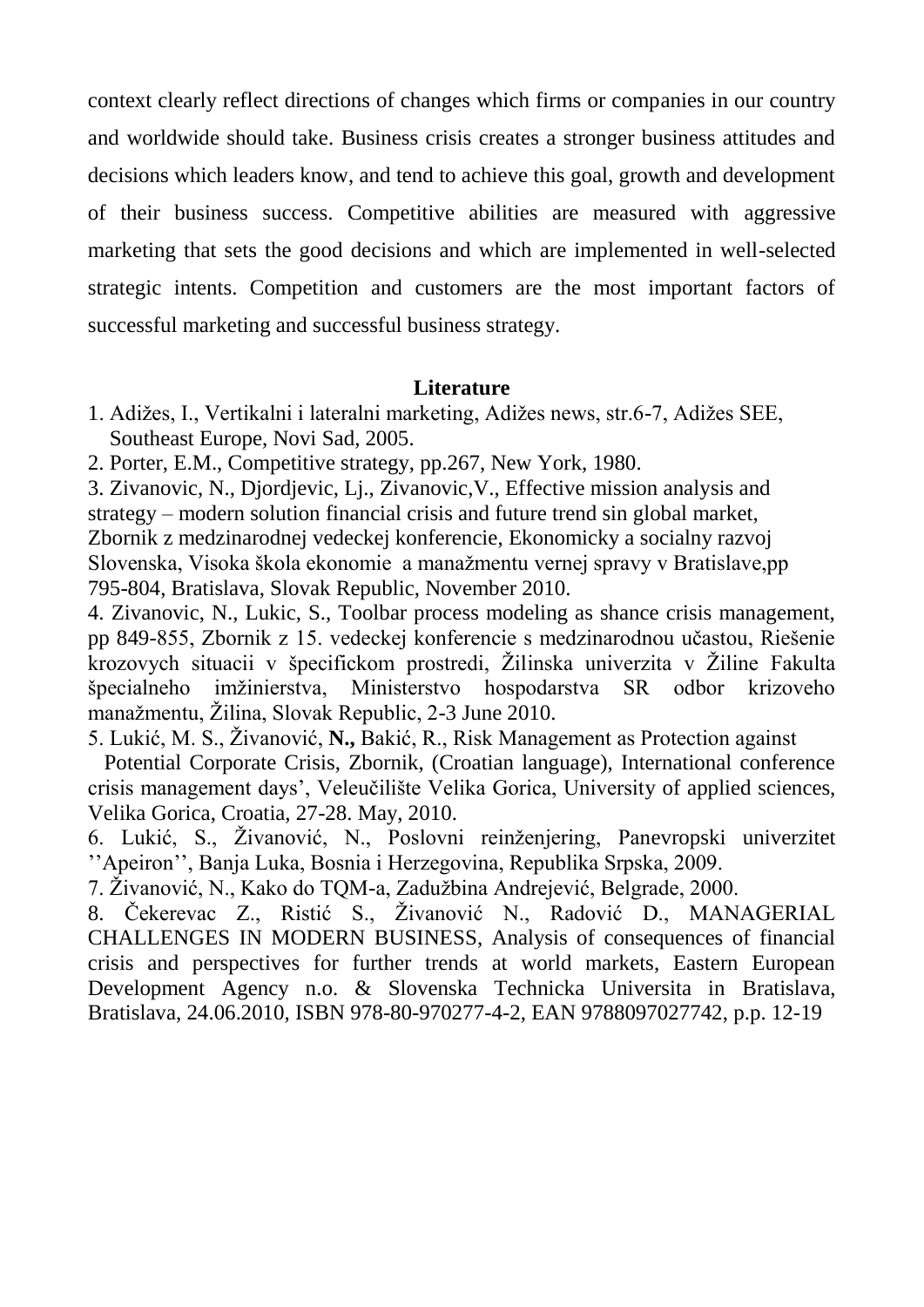context clearly reflect directions of changes which firms or companies in our country and worldwide should take. Business crisis creates a stronger business attitudes and decisions which leaders know, and tend to achieve this goal, growth and development of their business success. Competitive abilities are measured with aggressive marketing that sets the good decisions and which are implemented in well-selected strategic intents. Competition and customers are the most important factors of successful marketing and successful business strategy.

**Literature**

1. Adižes, I., Vertikalni i lateralni marketing, Adižes news, str.6-7, Adižes SEE, Southeast Europe, Novi Sad, 2005.
2. Porter, E.M., Competitive strategy, pp.267, New York, 1980.
3. Zivanovic, N., Djordjevic, Lj., Zivanovic,V., Effective mission analysis and strategy – modern solution financial crisis and future trend sin global market, Zbornik z medzinarodnej vedeckej konferencie, Ekonomicky a socialny razvoj Slovenska, Visoka škola ekonomie a manažmentu vernej spravy v Bratislave,pp 795-804, Bratislava, Slovak Republic, November 2010.
4. Zivanovic, N., Lukic, S., Toolbar process modeling as shance crisis management, pp 849-855, Zbornik z 15. vedeckej konferencie s medzinarodnou učastou, Riešenie krozovych situacii v špecifickom prostredi, Žilinska univerzita v Žiline Fakulta špecialneho imžinierstva, Ministerstvo hospodarstva SR odbor krizoveho manažmentu, Žilina, Slovak Republic, 2-3 June 2010.
5. Lukić, M. S., Živanović, **N.,** Bakić, R., Risk Management as Protection against Potential Corporate Crisis, Zbornik, (Croatian language), International conference crisis management days', Veleučilište Velika Gorica, University of applied sciences, Velika Gorica, Croatia, 27-28. May, 2010.
6. Lukić, S., Živanović, N., Poslovni reinženjering, Panevropski univerzitet ''Apeiron'', Banja Luka, Bosnia i Herzegovina, Republika Srpska, 2009.
7. Živanović, N., Kako do TQM-a, Zadužbina Andrejević, Belgrade, 2000.
8. Čekerevac Z., Ristić S., Živanović N., Radović D., MANAGERIAL CHALLENGES IN MODERN BUSINESS, Analysis of consequences of financial crisis and perspectives for further trends at world markets, Eastern European Development Agency n.o. & Slovenska Technicka Universita in Bratislava, Bratislava, 24.06.2010, ISBN 978-80-970277-4-2, EAN 9788097027742, p.p. 12-19